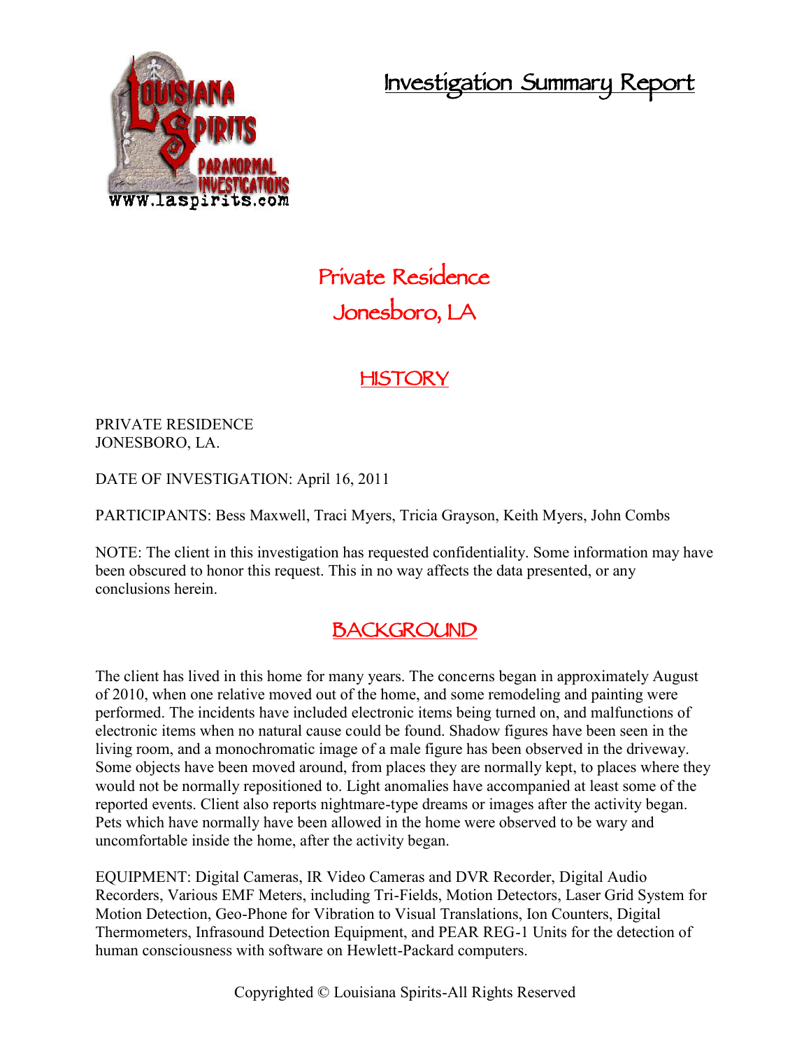# Investigation Summary Report

## Private Residence
## Jonesboro, LA

## HISTORY

PRIVATE RESIDENCE
JONESBORO, LA.

DATE OF INVESTIGATION: April 16, 2011

PARTICIPANTS: Bess Maxwell, Traci Myers, Tricia Grayson, Keith Myers, John Combs

NOTE: The client in this investigation has requested confidentiality. Some information may have been obscured to honor this request. This in no way affects the data presented, or any conclusions herein.

## BACKGROUND

The client has lived in this home for many years. The concerns began in approximately August of 2010, when one relative moved out of the home, and some remodeling and painting were performed. The incidents have included electronic items being turned on, and malfunctions of electronic items when no natural cause could be found. Shadow figures have been seen in the living room, and a monochromatic image of a male figure has been observed in the driveway. Some objects have been moved around, from places they are normally kept, to places where they would not be normally repositioned to. Light anomalies have accompanied at least some of the reported events. Client also reports nightmare-type dreams or images after the activity began. Pets which have normally have been allowed in the home were observed to be wary and uncomfortable inside the home, after the activity began.

EQUIPMENT: Digital Cameras, IR Video Cameras and DVR Recorder, Digital Audio Recorders, Various EMF Meters, including Tri-Fields, Motion Detectors, Laser Grid System for Motion Detection, Geo-Phone for Vibration to Visual Translations, Ion Counters, Digital Thermometers, Infrasound Detection Equipment, and PEAR REG-1 Units for the detection of human consciousness with software on Hewlett-Packard computers.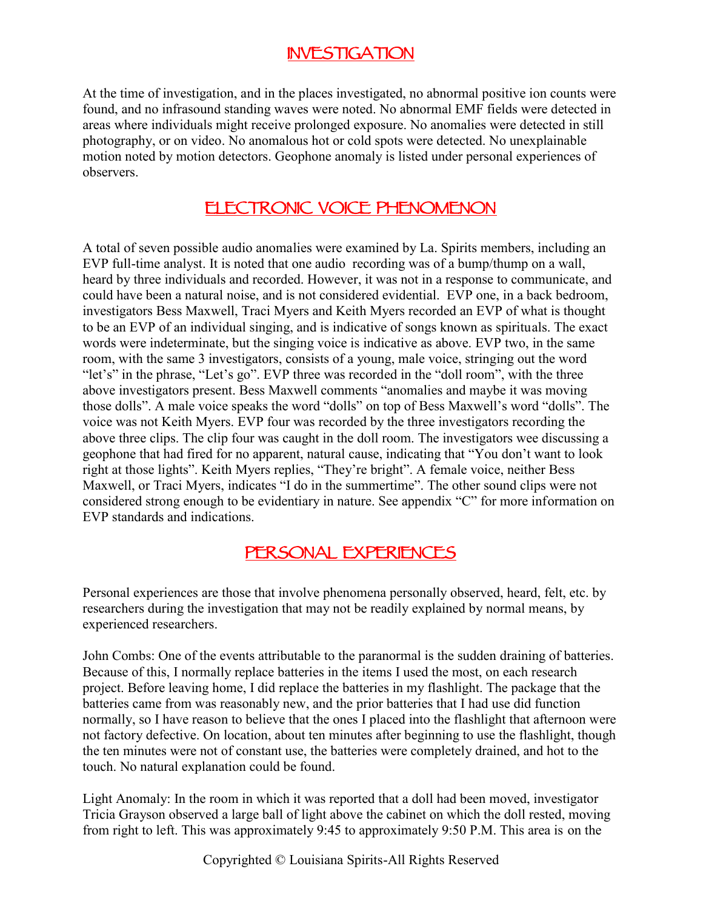## INVESTIGATION

At the time of investigation, and in the places investigated, no abnormal positive ion counts were found, and no infrasound standing waves were noted. No abnormal EMF fields were detected in areas where individuals might receive prolonged exposure. No anomalies were detected in still photography, or on video. No anomalous hot or cold spots were detected. No unexplainable motion noted by motion detectors. Geophone anomaly is listed under personal experiences of observers.

## ELECTRONIC VOICE PHENOMENON

A total of seven possible audio anomalies were examined by La. Spirits members, including an EVP full-time analyst. It is noted that one audio recording was of a bump/thump on a wall, heard by three individuals and recorded. However, it was not in a response to communicate, and could have been a natural noise, and is not considered evidential. EVP one, in a back bedroom, investigators Bess Maxwell, Traci Myers and Keith Myers recorded an EVP of what is thought to be an EVP of an individual singing, and is indicative of songs known as spirituals. The exact words were indeterminate, but the singing voice is indicative as above. EVP two, in the same room, with the same 3 investigators, consists of a young, male voice, stringing out the word "let's" in the phrase, "Let's go". EVP three was recorded in the "doll room", with the three above investigators present. Bess Maxwell comments "anomalies and maybe it was moving those dolls". A male voice speaks the word "dolls" on top of Bess Maxwell's word "dolls". The voice was not Keith Myers. EVP four was recorded by the three investigators recording the above three clips. The clip four was caught in the doll room. The investigators wee discussing a geophone that had fired for no apparent, natural cause, indicating that "You don't want to look right at those lights". Keith Myers replies, "They're bright". A female voice, neither Bess Maxwell, or Traci Myers, indicates "I do in the summertime". The other sound clips were not considered strong enough to be evidentiary in nature. See appendix "C" for more information on EVP standards and indications.

## PERSONAL EXPERIENCES

Personal experiences are those that involve phenomena personally observed, heard, felt, etc. by researchers during the investigation that may not be readily explained by normal means, by experienced researchers.

John Combs: One of the events attributable to the paranormal is the sudden draining of batteries. Because of this, I normally replace batteries in the items I used the most, on each research project. Before leaving home, I did replace the batteries in my flashlight. The package that the batteries came from was reasonably new, and the prior batteries that I had use did function normally, so I have reason to believe that the ones I placed into the flashlight that afternoon were not factory defective. On location, about ten minutes after beginning to use the flashlight, though the ten minutes were not of constant use, the batteries were completely drained, and hot to the touch. No natural explanation could be found.

Light Anomaly: In the room in which it was reported that a doll had been moved, investigator Tricia Grayson observed a large ball of light above the cabinet on which the doll rested, moving from right to left. This was approximately 9:45 to approximately 9:50 P.M. This area is on the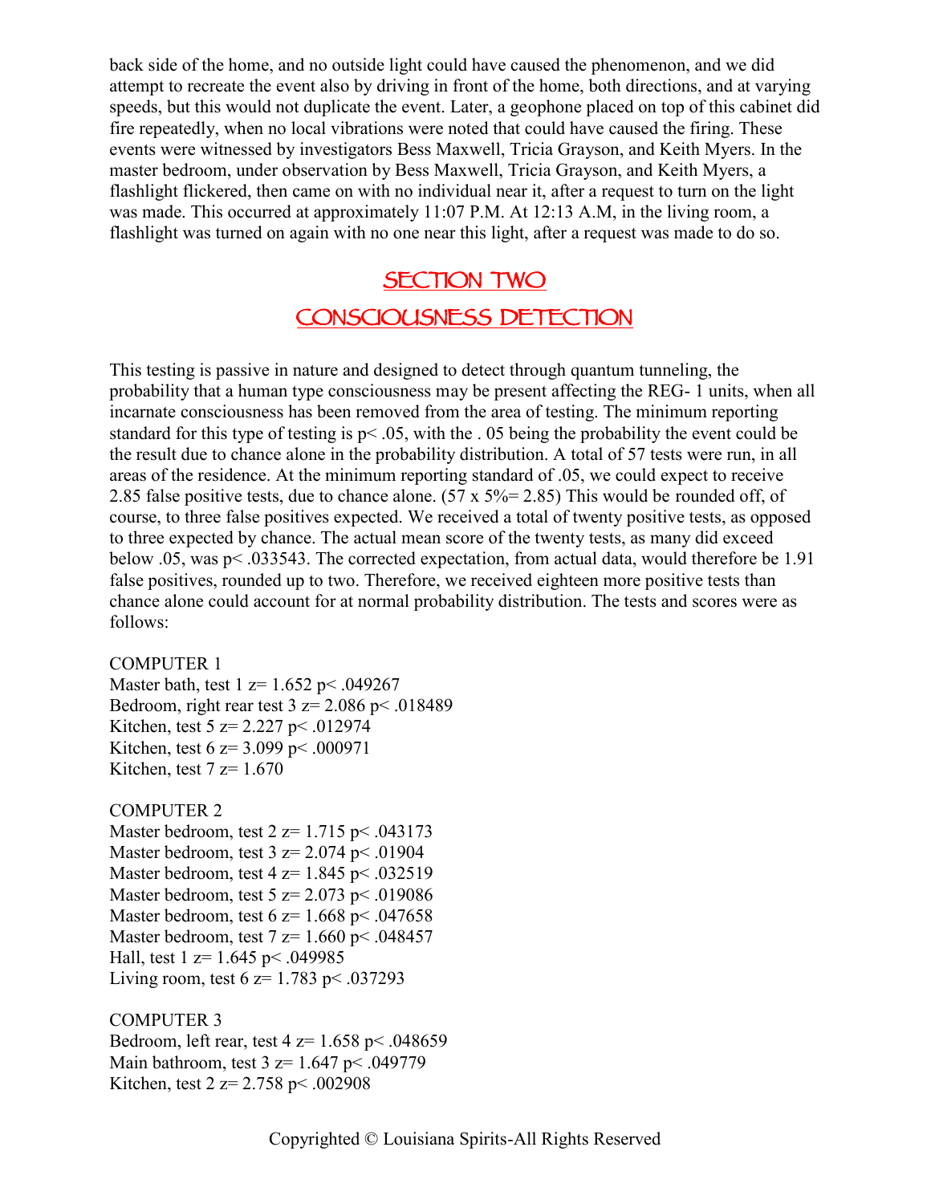back side of the home, and no outside light could have caused the phenomenon, and we did attempt to recreate the event also by driving in front of the home, both directions, and at varying speeds, but this would not duplicate the event. Later, a geophone placed on top of this cabinet did fire repeatedly, when no local vibrations were noted that could have caused the firing. These events were witnessed by investigators Bess Maxwell, Tricia Grayson, and Keith Myers. In the master bedroom, under observation by Bess Maxwell, Tricia Grayson, and Keith Myers, a flashlight flickered, then came on with no individual near it, after a request to turn on the light was made. This occurred at approximately 11:07 P.M. At 12:13 A.M, in the living room, a flashlight was turned on again with no one near this light, after a request was made to do so.

## SECTION TWO

## CONSCIOUSNESS DETECTION

This testing is passive in nature and designed to detect through quantum tunneling, the probability that a human type consciousness may be present affecting the REG- 1 units, when all incarnate consciousness has been removed from the area of testing. The minimum reporting standard for this type of testing is $p< .05$, with the . 05 being the probability the event could be the result due to chance alone in the probability distribution. A total of 57 tests were run, in all areas of the residence. At the minimum reporting standard of .05, we could expect to receive 2.85 false positive tests, due to chance alone. (57 x 5%= 2.85) This would be rounded off, of course, to three false positives expected. We received a total of twenty positive tests, as opposed to three expected by chance. The actual mean score of the twenty tests, as many did exceed below .05, was $p< .033543$. The corrected expectation, from actual data, would therefore be 1.91 false positives, rounded up to two. Therefore, we received eighteen more positive tests than chance alone could account for at normal probability distribution. The tests and scores were as follows:

COMPUTER 1
Master bath, test 1 $z= 1.652$ $p< .049267$
Bedroom, right rear test 3 $z= 2.086$ $p< .018489$
Kitchen, test 5 $z= 2.227$ $p< .012974$
Kitchen, test 6 $z= 3.099$ $p< .000971$
Kitchen, test 7 $z= 1.670$

COMPUTER 2
Master bedroom, test 2 $z= 1.715$ $p< .043173$
Master bedroom, test 3 $z= 2.074$ $p< .01904$
Master bedroom, test 4 $z= 1.845$ $p< .032519$
Master bedroom, test 5 $z= 2.073$ $p< .019086$
Master bedroom, test 6 $z= 1.668$ $p< .047658$
Master bedroom, test 7 $z= 1.660$ $p< .048457$
Hall, test 1 $z= 1.645$ $p< .049985$
Living room, test 6 $z= 1.783$ $p< .037293$

COMPUTER 3
Bedroom, left rear, test 4 $z= 1.658$ $p< .048659$
Main bathroom, test 3 $z= 1.647$ $p< .049779$
Kitchen, test 2 $z= 2.758$ $p< .002908$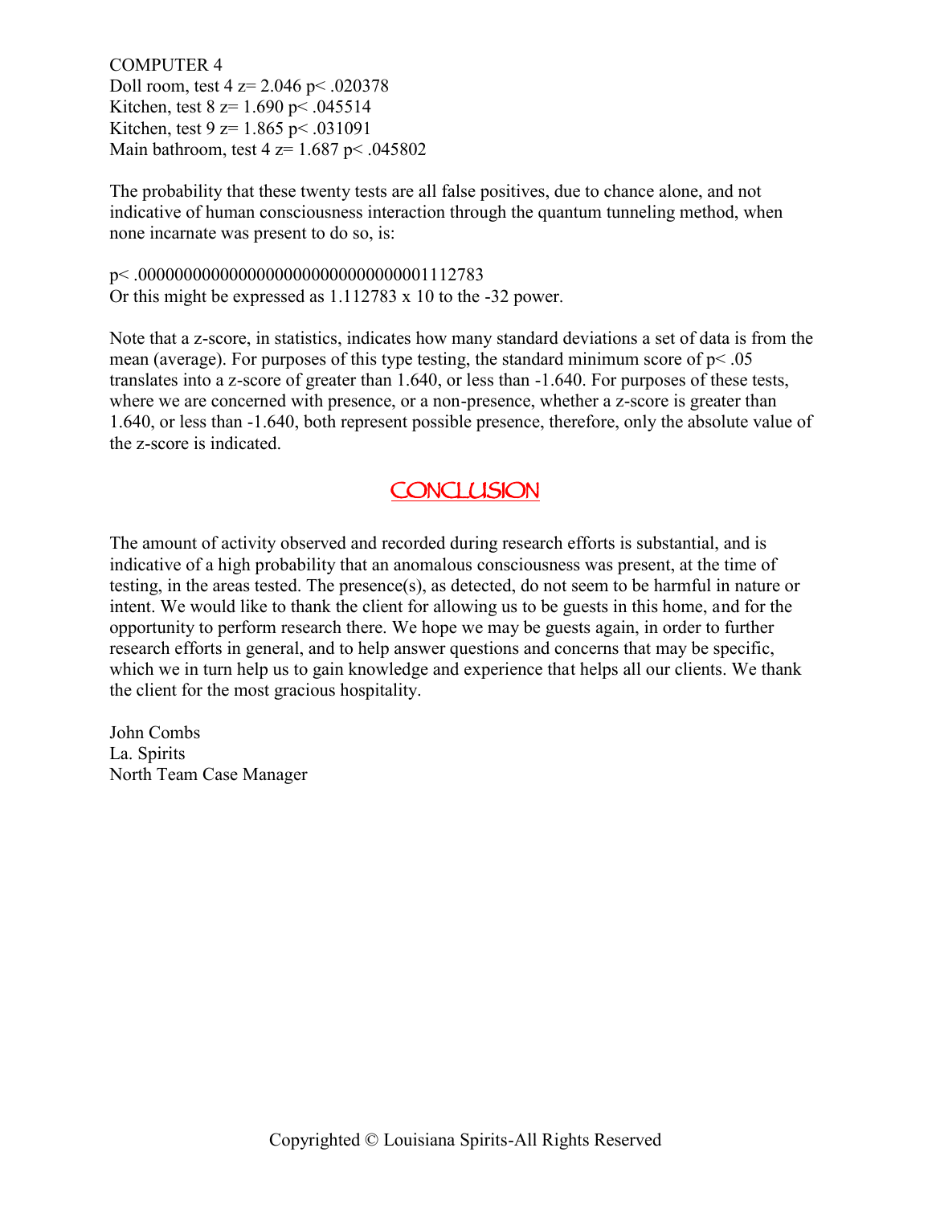COMPUTER 4
Doll room, test 4 $z = 2.046$ $p < .020378$
Kitchen, test 8 $z = 1.690$ $p < .045514$
Kitchen, test 9 $z = 1.865$ $p < .031091$
Main bathroom, test 4 $z = 1.687$ $p < .045802$

The probability that these twenty tests are all false positives, due to chance alone, and not indicative of human consciousness interaction through the quantum tunneling method, when none incarnate was present to do so, is:

$p < .00000000000000000000000000000001112783$
Or this might be expressed as 1.112783 x 10 to the -32 power.

Note that a z-score, in statistics, indicates how many standard deviations a set of data is from the mean (average). For purposes of this type testing, the standard minimum score of $p < .05$ translates into a z-score of greater than 1.640, or less than -1.640. For purposes of these tests, where we are concerned with presence, or a non-presence, whether a z-score is greater than 1.640, or less than -1.640, both represent possible presence, therefore, only the absolute value of the z-score is indicated.

## CONCLUSION

The amount of activity observed and recorded during research efforts is substantial, and is indicative of a high probability that an anomalous consciousness was present, at the time of testing, in the areas tested. The presence(s), as detected, do not seem to be harmful in nature or intent. We would like to thank the client for allowing us to be guests in this home, and for the opportunity to perform research there. We hope we may be guests again, in order to further research efforts in general, and to help answer questions and concerns that may be specific, which we in turn help us to gain knowledge and experience that helps all our clients. We thank the client for the most gracious hospitality.

John Combs
La. Spirits
North Team Case Manager

Copyrighted © Louisiana Spirits-All Rights Reserved